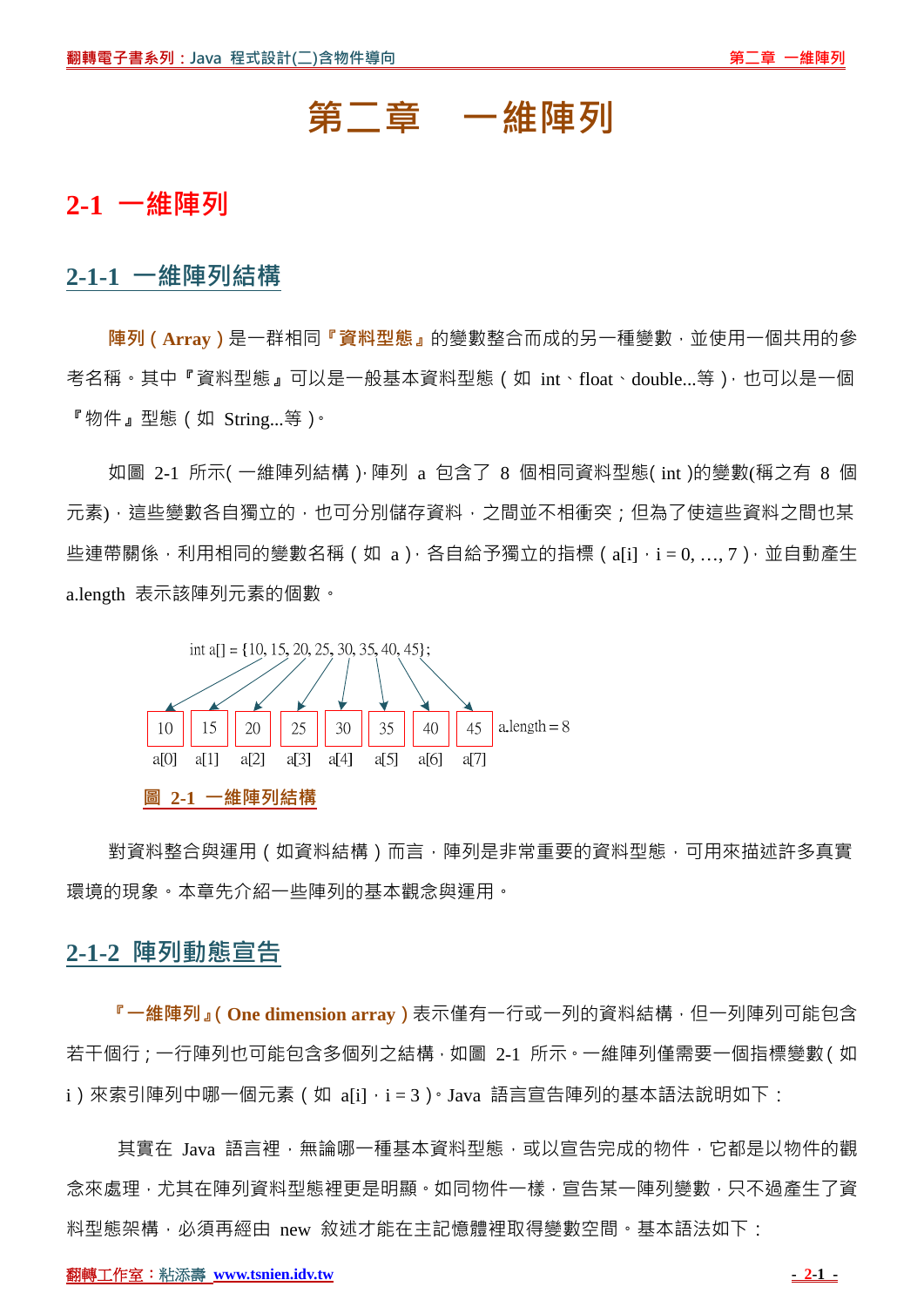# 第二章　一維陣列

## 2-1 一維陣列

### 2-1-1 一維陣列結構

**陣列（Array）**是一群相同**『資料型態』**的變數整合而成的另一種變數，並使用一個共用的參考名稱。其中『資料型態』可以是一般基本資料型態（如 int、float、double...等），也可以是一個『物件』型態（如 String...等）。

如圖 2-1 所示（一維陣列結構），陣列 a 包含了 8 個相同資料型態（int）的變數（稱之有 8 個元素），這些變數各自獨立的，也可分別儲存資料，之間並不相衝突；但為了使這些資料之間也某些連帶關係，利用相同的變數名稱（如 a），各自給予獨立的指標（a[i]，i = 0, …, 7），並自動產生 a.length 表示該陣列元素的個數。

```
int a[] = {10, 15, 20, 25, 30, 35, 40, 45};

| 10 | 15 | 20 | 25 | 30 | 35 | 40 | 45 |  a.length = 8
 a[0] a[1] a[2] a[3] a[4] a[5] a[6] a[7]
```

圖 2-1 一維陣列結構

對資料整合與運用（如資料結構）而言，陣列是非常重要的資料型態，可用來描述許多真實環境的現象。本章先介紹一些陣列的基本觀念與運用。

### 2-1-2 陣列動態宣告

**『一維陣列』（One dimension array）**表示僅有一行或一列的資料結構，但一列陣列可能包含若干個行；一行陣列也可能包含多個列之結構，如圖 2-1 所示。一維陣列僅需要一個指標變數（如 i）來索引陣列中哪一個元素（如 a[i]，i = 3）。Java 語言宣告陣列的基本語法說明如下：

其實在 Java 語言裡，無論哪一種基本資料型態，或以宣告完成的物件，它都是以物件的觀念來處理，尤其在陣列資料型態裡更是明顯。如同物件一樣，宣告某一陣列變數，只不過產生了資料型態架構，必須再經由 new 敘述才能在主記憶體裡取得變數空間。基本語法如下：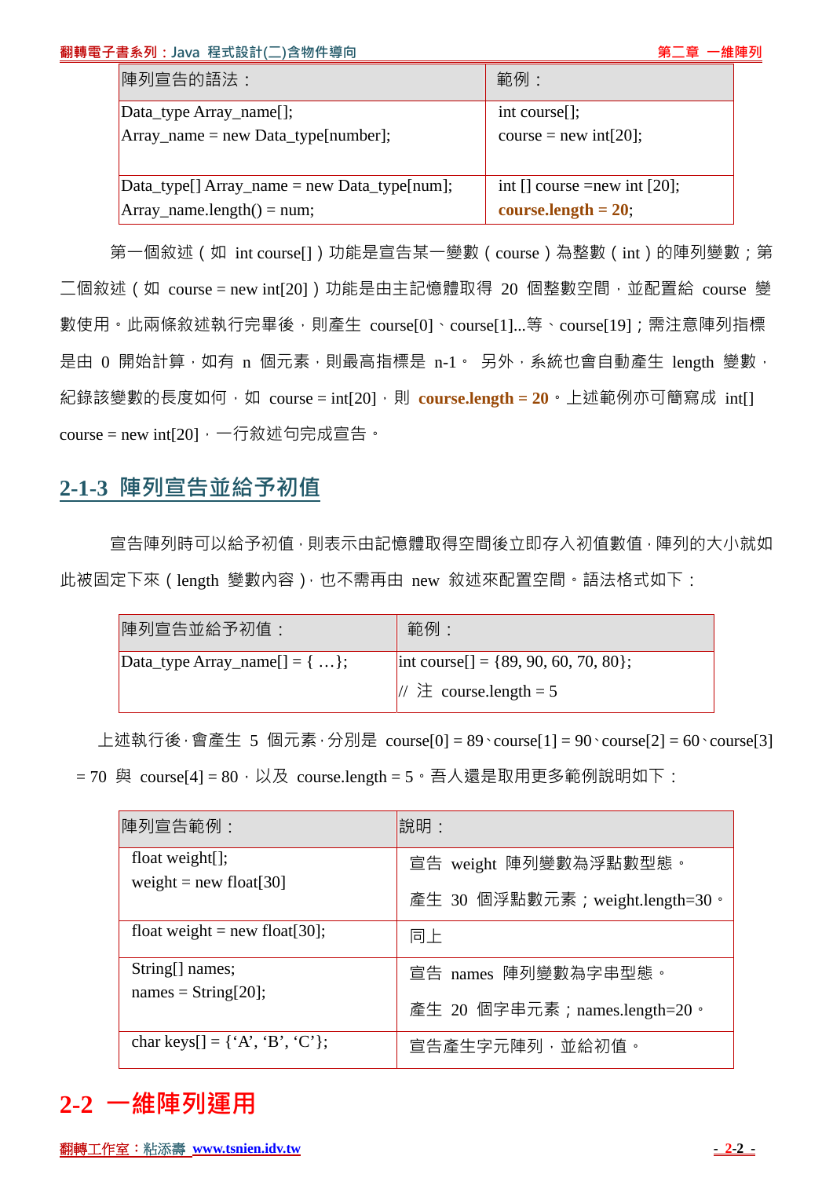| 陣列宣告的語法： | 範例： |
|---|---|
| Data_type Array_name[];<br>Array_name = new Data_type[number]; | int course[];<br>course = new int[20]; |
| Data_type[] Array_name = new Data_type[num];<br>Array_name.length() = num; | int [] course =new int [20];<br>**course.length = 20**; |

第一個敘述（如 int course[]）功能是宣告某一變數（course）為整數（int）的陣列變數；第二個敘述（如 course = new int[20]）功能是由主記憶體取得 20 個整數空間，並配置給 course 變數使用。此兩條敘述執行完畢後，則產生 course[0]、course[1]...等、course[19]；需注意陣列指標是由 0 開始計算，如有 n 個元素，則最高指標是 n-1。 另外，系統也會自動產生 length 變數，紀錄該變數的長度如何，如 course = int[20]，則 **course.length = 20**。上述範例亦可簡寫成 int[] course = new int[20]，一行敘述句完成宣告。

## 2-1-3 陣列宣告並給予初值

宣告陣列時可以給予初值，則表示由記憶體取得空間後立即存入初值數值，陣列的大小就如此被固定下來（length 變數內容），也不需再由 new 敘述來配置空間。語法格式如下：

| 陣列宣告並給予初值： | 範例： |
|---|---|
| Data_type Array_name[] = { …}; | int course[] = {89, 90, 60, 70, 80};<br>// 注 course.length = 5 |

上述執行後，會產生 5 個元素，分別是 course[0] = 89、course[1] = 90、course[2] = 60、course[3] = 70 與 course[4] = 80，以及 course.length = 5。吾人還是取用更多範例說明如下：

| 陣列宣告範例： | 說明： |
|---|---|
| float weight[];<br>weight = new float[30] | 宣告 weight 陣列變數為浮點數型態。<br>產生 30 個浮點數元素；weight.length=30。 |
| float weight = new float[30]; | 同上 |
| String[] names;<br>names = String[20]; | 宣告 names 陣列變數為字串型態。<br>產生 20 個字串元素；names.length=20。 |
| char keys[] = {'A', 'B', 'C'}; | 宣告產生字元陣列，並給初值。 |

# 2-2 一維陣列運用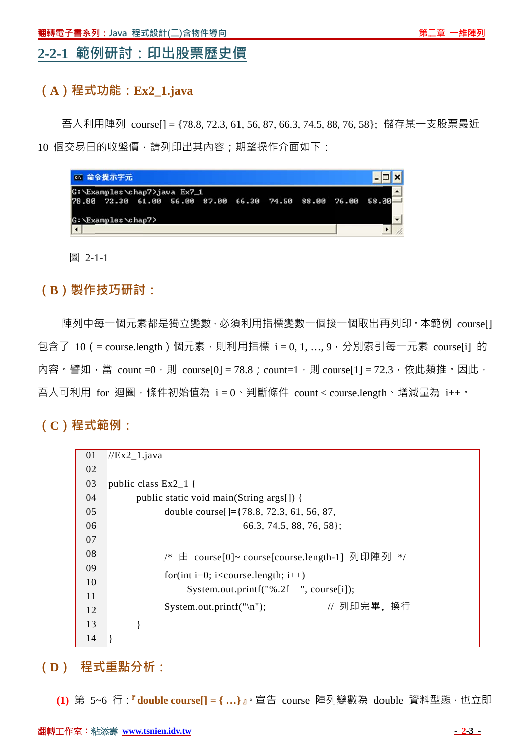## 2-2-1 範例研討：印出股票歷史價

### （A）程式功能：Ex2_1.java

吾人利用陣列 course[] = {78.8, 72.3, 61, 56, 87, 66.3, 74.5, 88, 76, 58}; 儲存某一支股票最近 10 個交易日的收盤價，請列印出其內容；期望操作介面如下：

```
G:\Examples\chap7>java Ex7_1
78.80   72.30   61.00   56.00   87.00   66.30   74.50   88.00   76.00   58.00

G:\Examples\chap7>
```

圖 2-1-1

### （B）製作技巧研討：

陣列中每一個元素都是獨立變數，必須利用指標變數一個接一個取出再列印。本範例 course[] 包含了 10（= course.length）個元素，則利用指標 i = 0, 1, …, 9，分別索引每一元素 course[i] 的內容。譬如，當 count =0，則 course[0] = 78.8；count=1，則 course[1] = 72.3，依此類推。因此，吾人可利用 for 迴圈，條件初始值為 i = 0、判斷條件 count < course.length、增減量為 i++。

### （C）程式範例：

```
01  //Ex2_1.java
02
03  public class Ex2_1 {
04          public static void main(String args[]) {
05                  double course[]={78.8, 72.3, 61, 56, 87,
06                                       66.3, 74.5, 88, 76, 58};
07
08                  /* 由 course[0]~ course[course.length-1] 列印陣列 */
09
10                  for(int i=0; i<course.length; i++)
11                          System.out.printf("%.2f    ", course[i]);
12                  System.out.printf("\n");              // 列印完畢，換行
13          }
14  }
```

### （D） 程式重點分析：

**(1)** 第 5~6 行：**『double course[] = { …}』**。宣告 course 陣列變數為 double 資料型態，也立即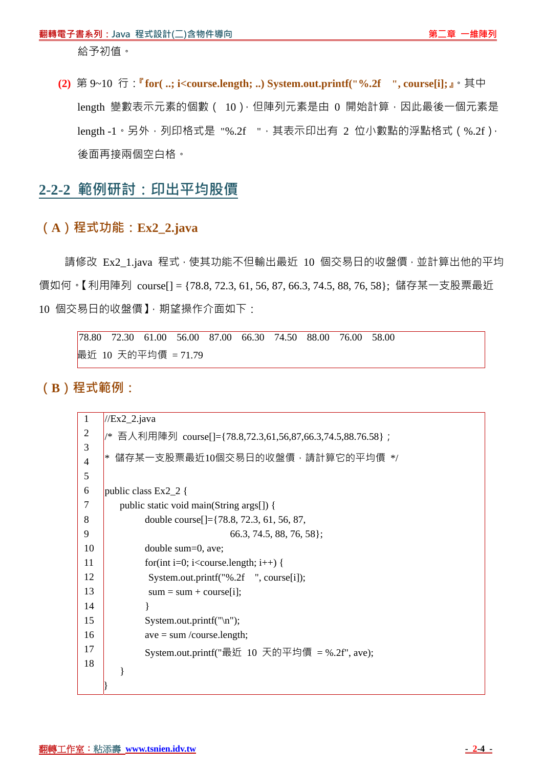給予初值。

**(2)** 第 9~10 行：**『for( ..; i<course.length; ..) System.out.printf("%.2f  ", course[i];』**。其中 length 變數表示元素的個數（ 10）, 但陣列元素是由 0 開始計算，因此最後一個元素是 length -1。另外，列印格式是 "%.2f  "，其表示印出有 2 位小數點的浮點格式（%.2f），後面再接兩個空白格。

## 2-2-2 範例研討：印出平均股價

### （A）程式功能：Ex2_2.java

請修改 Ex2_1.java 程式，使其功能不但輸出最近 10 個交易日的收盤價，並計算出他的平均價如何。【利用陣列 course[] = {78.8, 72.3, 61, 56, 87, 66.3, 74.5, 88, 76, 58}; 儲存某一支股票最近 10 個交易日的收盤價】，期望操作介面如下：

```
78.80   72.30   61.00   56.00   87.00   66.30   74.50   88.00   76.00   58.00
最近 10 天的平均價 = 71.79
```

### （B）程式範例：

```
1   //Ex2_2.java
2   /* 吾人利用陣列 course[]={78.8,72.3,61,56,87,66.3,74.5,88.76.58}；
3    * 儲存某一支股票最近10個交易日的收盤價，請計算它的平均價 */
4
5   public class Ex2_2 {
6       public static void main(String args[]) {
7           double course[]={78.8, 72.3, 61, 56, 87,
8                            66.3, 74.5, 88, 76, 58};
9           double sum=0, ave;
10          for(int i=0; i<course.length; i++) {
11              System.out.printf("%.2f  ", course[i]);
12              sum = sum + course[i];
13          }
14          System.out.printf("\n");
15          ave = sum /course.length;
16          System.out.printf("最近 10 天的平均價 = %.2f", ave);
17      }
18  }
```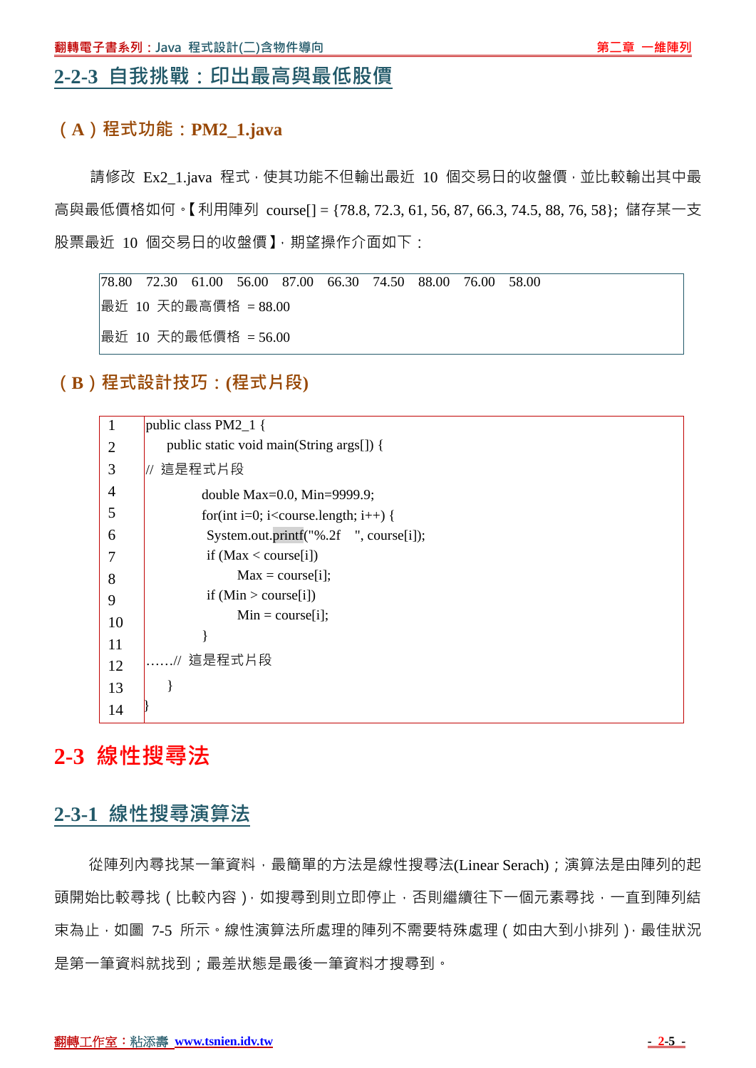## 2-2-3 自我挑戰：印出最高與最低股價

### （A）程式功能：PM2_1.java

請修改 Ex2_1.java 程式，使其功能不但輸出最近 10 個交易日的收盤價，並比較輸出其中最高與最低價格如何。【利用陣列 course[] = {78.8, 72.3, 61, 56, 87, 66.3, 74.5, 88, 76, 58}; 儲存某一支股票最近 10 個交易日的收盤價】，期望操作介面如下：

```
78.80   72.30   61.00   56.00   87.00   66.30   74.50   88.00   76.00   58.00
最近 10 天的最高價格 = 88.00
最近 10 天的最低價格 = 56.00
```

### （B）程式設計技巧：(程式片段)

```
1   public class PM2_1 {
2       public static void main(String args[]) {
3   // 這是程式片段
4               double Max=0.0, Min=9999.9;
5               for(int i=0; i<course.length; i++) {
6                System.out.printf("%.2f    ", course[i]);
7                if (Max < course[i])
8                      Max = course[i];
9                if (Min > course[i])
10                     Min = course[i];
11              }
12  ……// 這是程式片段
13      }
14  }
```

# 2-3 線性搜尋法

## 2-3-1 線性搜尋演算法

從陣列內尋找某一筆資料，最簡單的方法是線性搜尋法(Linear Serach)；演算法是由陣列的起頭開始比較尋找（比較內容），如搜尋到則立即停止，否則繼續往下一個元素尋找，一直到陣列結束為止，如圖 7-5 所示。線性演算法所處理的陣列不需要特殊處理（如由大到小排列），最佳狀況是第一筆資料就找到；最差狀態是最後一筆資料才搜尋到。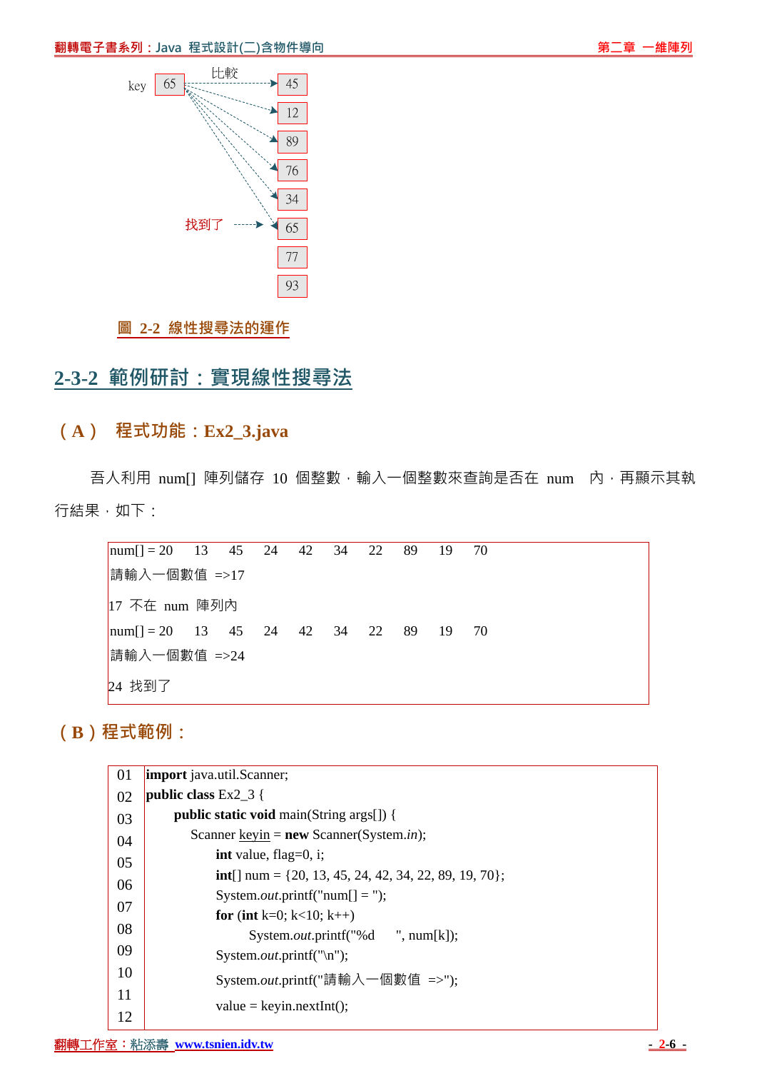key 65 比較

45
12
89
76
34
找到了 → 65
77
93

圖 2-2 線性搜尋法的運作

## 2-3-2 範例研討：實現線性搜尋法

### （A） 程式功能：Ex2_3.java

吾人利用 num[] 陣列儲存 10 個整數，輸入一個整數來查詢是否在 num 內，再顯示其執行結果，如下：

```
num[] = 20    13    45    24    42    34    22    89    19    70
請輸入一個數值 =>17
17 不在 num 陣列內
num[] = 20    13    45    24    42    34    22    89    19    70
請輸入一個數值 =>24
24 找到了
```

### （B）程式範例：

```
01  import java.util.Scanner;
02  public class Ex2_3 {
03      public static void main(String args[]) {
04          Scanner keyin = new Scanner(System.in);
05              int value, flag=0, i;
06              int[] num = {20, 13, 45, 24, 42, 34, 22, 89, 19, 70};
07              System.out.printf("num[] = ");
08              for (int k=0; k<10; k++)
09                  System.out.printf("%d     ", num[k]);
10              System.out.printf("\n");
11              System.out.printf("請輸入一個數值 =>");
12              value = keyin.nextInt();
```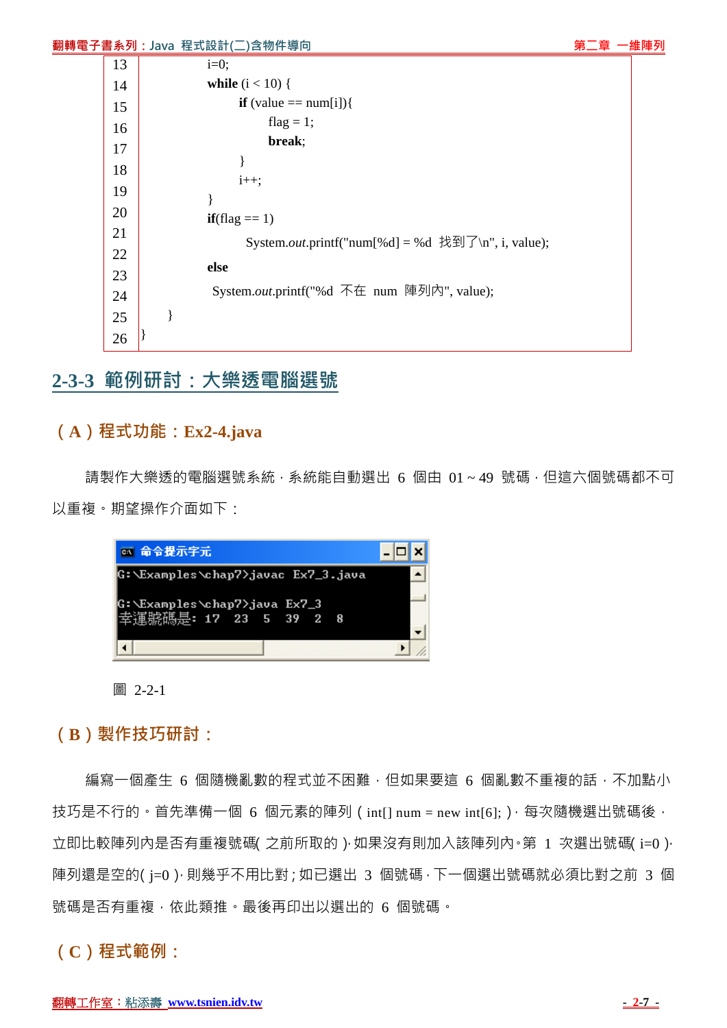```
13            i=0;
14            while (i < 10) {
15                if (value == num[i]){
16                    flag = 1;
17                    break;
18                }
19                i++;
20            }
21            if(flag == 1)
22                System.out.printf("num[%d] = %d  找到了\n", i, value);
23            else
24                System.out.printf("%d  不在  num  陣列內", value);
25        }
26    }
```

## 2-3-3 範例研討：大樂透電腦選號

### (A) 程式功能：Ex2-4.java

請製作大樂透的電腦選號系統，系統能自動選出 6 個由 01 ~ 49 號碼，但這六個號碼都不可以重複。期望操作介面如下：

```
命令提示字元
G:\Examples\chap7>javac Ex7_3.java

G:\Examples\chap7>java Ex7_3
幸運號碼是: 17  23  5  39  2  8
```

圖 2-2-1

### (B) 製作技巧研討：

編寫一個產生 6 個隨機亂數的程式並不困難，但如果要這 6 個亂數不重複的話，不加點小技巧是不行的。首先準備一個 6 個元素的陣列（int[] num = new int[6];），每次隨機選出號碼後，立即比較陣列內是否有重複號碼(之前所取的)，如果沒有則加入該陣列內。第 1 次選出號碼(i=0)，陣列還是空的(j=0)，則幾乎不用比對；如已選出 3 個號碼，下一個選出號碼就必須比對之前 3 個號碼是否有重複，依此類推。最後再印出以選出的 6 個號碼。

### (C) 程式範例：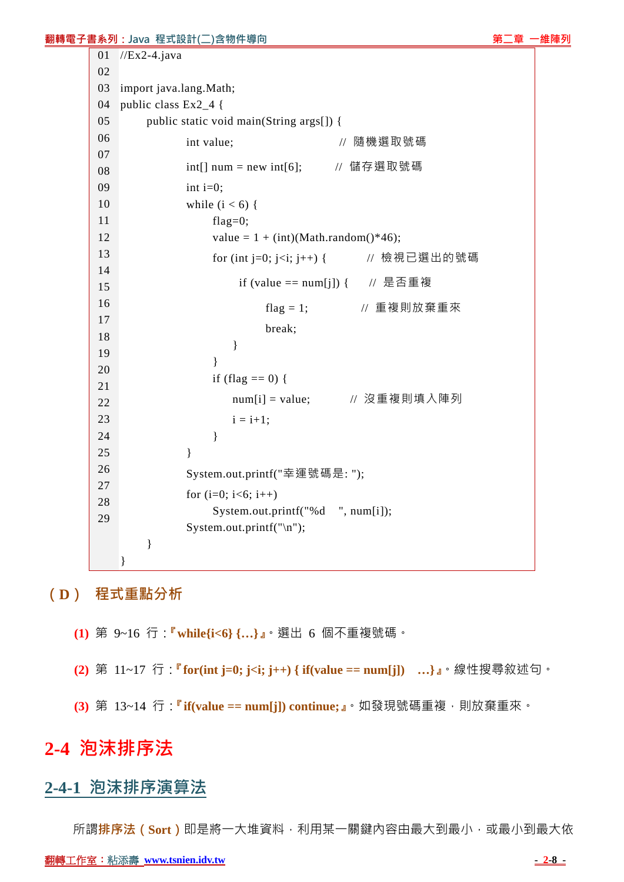```
01  //Ex2-4.java
02
03  import java.lang.Math;
04  public class Ex2_4 {
05      public static void main(String args[]) {
06          int value;                  // 隨機選取號碼
07
08          int[] num = new int[6];     // 儲存選取號碼
09          int i=0;
10          while (i < 6) {
11              flag=0;
12              value = 1 + (int)(Math.random()*46);
13              for (int j=0; j<i; j++) {       // 檢視已選出的號碼
14
15                  if (value == num[j]) {      // 是否重複
16                      flag = 1;               // 重複則放棄重來
17                      break;
18                  }
19              }
20              if (flag == 0) {
21                  num[i] = value;             // 沒重複則填入陣列
22                  i = i+1;
23              }
24          }
25          System.out.printf("幸運號碼是: ");
26          for (i=0; i<6; i++)
27              System.out.printf("%d    ", num[i]);
28          System.out.printf("\n");
29      }
    }
```

## （D） 程式重點分析

**(1)** 第 9~16 行：**『while{i<6} {…}』**。選出 6 個不重複號碼。

**(2)** 第 11~17 行：**『for(int j=0; j<i; j++) { if(value == num[j])　…}』**。線性搜尋敘述句。

**(3)** 第 13~14 行：**『if(value == num[j]) continue;』**。如發現號碼重複，則放棄重來。

# 2-4 泡沫排序法

## 2-4-1 泡沫排序演算法

所謂**排序法（Sort）**即是將一大堆資料，利用某一關鍵內容由最大到最小，或最小到最大依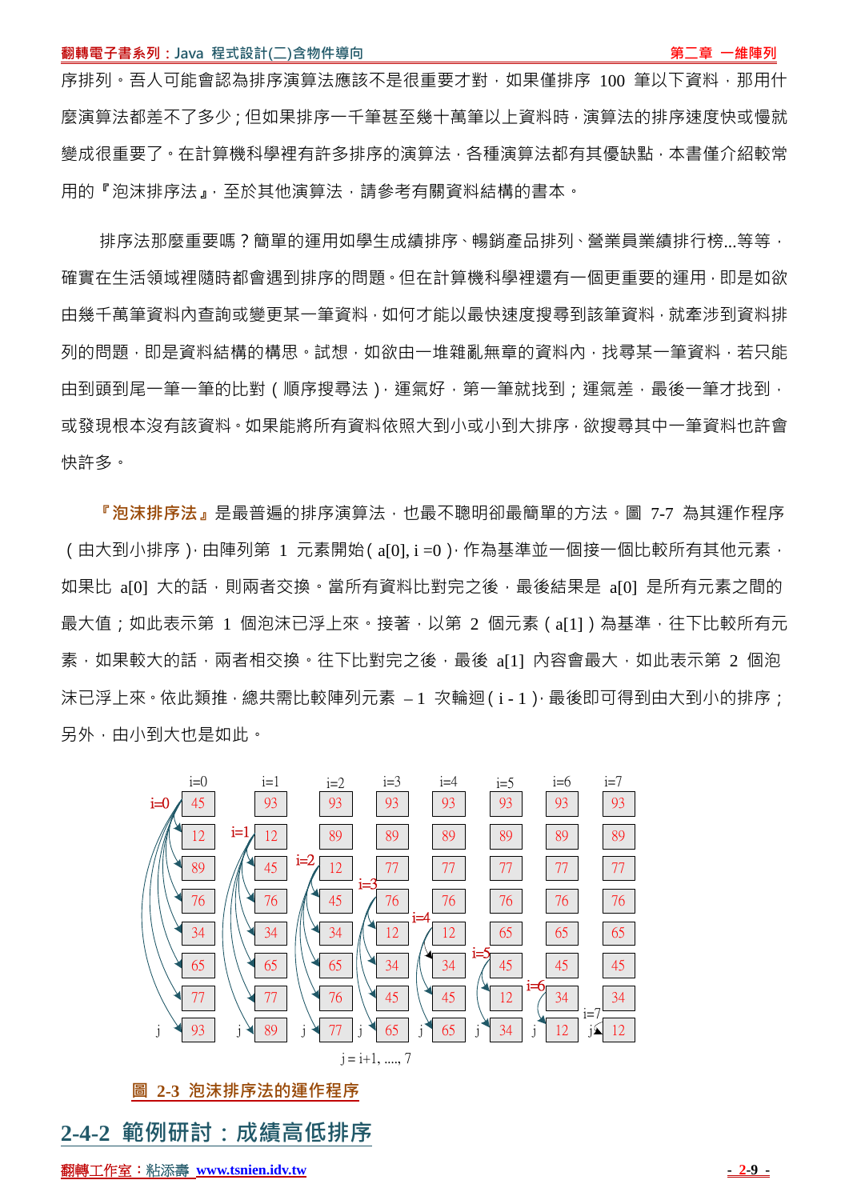序排列。吾人可能會認為排序演算法應該不是很重要才對，如果僅排序 100 筆以下資料，那用什麼演算法都差不了多少；但如果排序一千筆甚至幾十萬筆以上資料時，演算法的排序速度快或慢就變成很重要了。在計算機科學裡有許多排序的演算法，各種演算法都有其優缺點，本書僅介紹較常用的『泡沫排序法』，至於其他演算法，請參考有關資料結構的書本。

排序法那麼重要嗎？簡單的運用如學生成績排序、暢銷產品排列、營業員業績排行榜...等等，確實在生活領域裡隨時都會遇到排序的問題。但在計算機科學裡還有一個更重要的運用，即是如欲由幾千萬筆資料內查詢或變更某一筆資料，如何才能以最快速度搜尋到該筆資料，就牽涉到資料排列的問題，即是資料結構的構思。試想，如欲由一堆雜亂無章的資料內，找尋某一筆資料，若只能由到頭到尾一筆一筆的比對（順序搜尋法），運氣好，第一筆就找到；運氣差，最後一筆才找到，或發現根本沒有該資料。如果能將所有資料依照大到小或小到大排序，欲搜尋其中一筆資料也許會快許多。

**『泡沫排序法』**是最普遍的排序演算法，也最不聰明卻最簡單的方法。圖 7-7 為其運作程序（由大到小排序），由陣列第 1 元素開始（a[0], i =0），作為基準並一個接一個比較所有其他元素，如果比 a[0] 大的話，則兩者交換。當所有資料比對完之後，最後結果是 a[0] 是所有元素之間的最大值；如此表示第 1 個泡沫已浮上來。接著，以第 2 個元素（a[1]）為基準，往下比較所有元素，如果較大的話，兩者相交換。往下比對完之後，最後 a[1] 內容會最大，如此表示第 2 個泡沫已浮上來。依此類推，總共需比較陣列元素 –1 次輪迴（i - 1），最後即可得到由大到小的排序；另外，由小到大也是如此。

| i=0 | i=1 | i=2 | i=3 | i=4 | i=5 | i=6 | i=7 |
|---|---|---|---|---|---|---|---|
| 45 | 93 | 93 | 93 | 93 | 93 | 93 | 93 |
| 12 | 12 | 89 | 89 | 89 | 89 | 89 | 89 |
| 89 | 45 | 12 | 77 | 77 | 77 | 77 | 77 |
| 76 | 76 | 45 | 76 | 76 | 76 | 76 | 76 |
| 34 | 34 | 34 | 12 | 12 | 65 | 65 | 65 |
| 65 | 65 | 65 | 34 | 34 | 45 | 45 | 45 |
| 77 | 77 | 76 | 45 | 45 | 12 | 34 | 34 |
| 93 | 89 | 77 | 65 | 65 | 34 | 12 | 12 |

j = i+1, ...., 7

圖 2-3 泡沫排序法的運作程序

## 2-4-2 範例研討：成績高低排序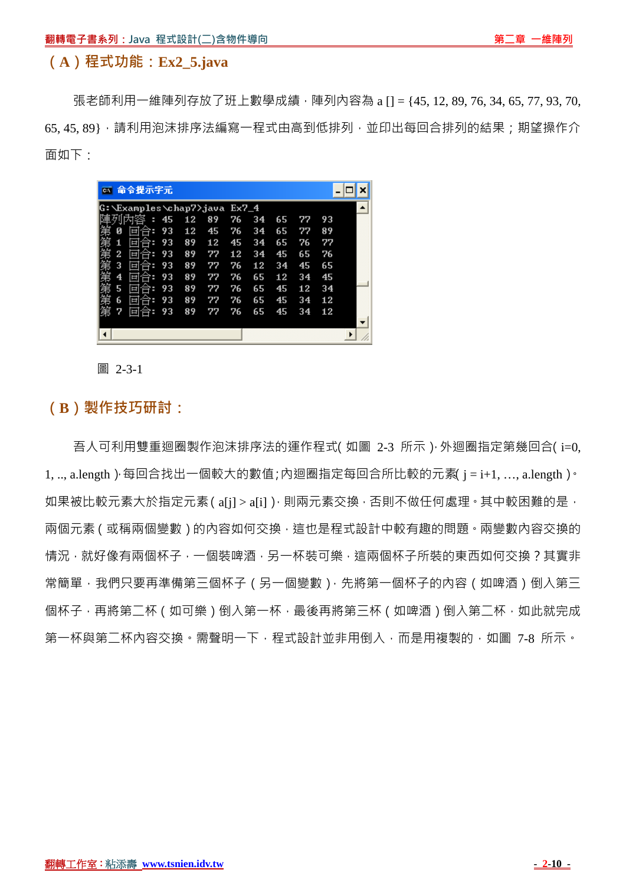## （A）程式功能：Ex2_5.java

張老師利用一維陣列存放了班上數學成績，陣列內容為 a [] = {45, 12, 89, 76, 34, 65, 77, 93, 70, 65, 45, 89}，請利用泡沫排序法編寫一程式由高到低排列，並印出每回合排列的結果；期望操作介面如下：

```
G:\Examples\chap7>java Ex7_4
陣列內容 : 45  12  89  76  34  65  77  93
第 0 回合: 93  12  45  76  34  65  77  89
第 1 回合: 93  89  12  45  34  65  76  77
第 2 回合: 93  89  77  12  34  45  65  76
第 3 回合: 93  89  77  76  12  34  45  65
第 4 回合: 93  89  77  76  65  12  34  45
第 5 回合: 93  89  77  76  65  45  12  34
第 6 回合: 93  89  77  76  65  45  34  12
第 7 回合: 93  89  77  76  65  45  34  12
```

圖 2-3-1

## （B）製作技巧研討：

吾人可利用雙重迴圈製作泡沫排序法的運作程式(如圖 2-3 所示)，外迴圈指定第幾回合(i=0, 1, .., a.length)，每回合找出一個較大的數值；內迴圈指定每回合所比較的元素(j = i+1, …, a.length)。如果被比較元素大於指定元素(a[j] > a[i])，則兩元素交換，否則不做任何處理。其中較困難的是，兩個元素（或稱兩個變數）的內容如何交換，這也是程式設計中較有趣的問題。兩變數內容交換的情況，就好像有兩個杯子，一個裝啤酒，另一杯裝可樂，這兩個杯子所裝的東西如何交換？其實非常簡單，我們只要再準備第三個杯子（另一個變數），先將第一個杯子的內容（如啤酒）倒入第三個杯子，再將第二杯（如可樂）倒入第一杯，最後再將第三杯（如啤酒）倒入第二杯，如此就完成第一杯與第二杯內容交換。需聲明一下，程式設計並非用倒入，而是用複製的，如圖 7-8 所示。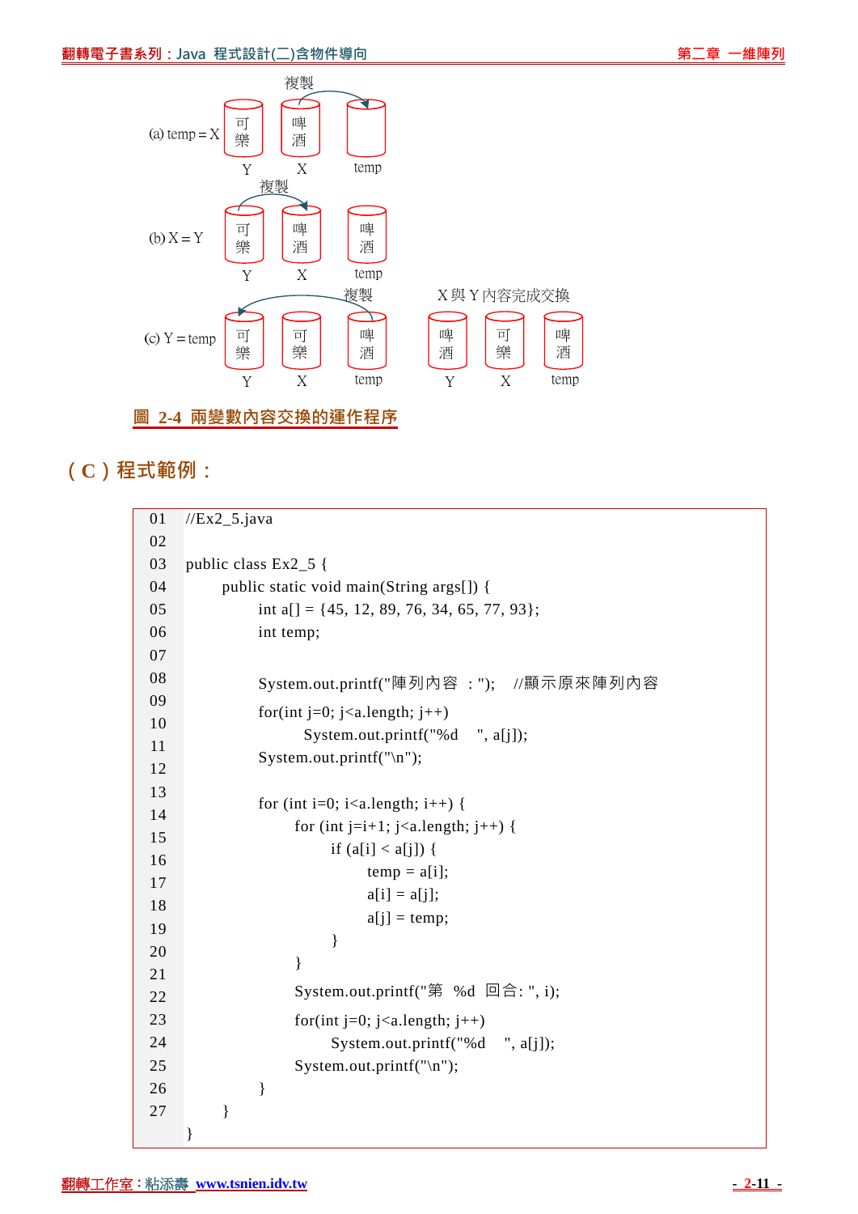(a) temp = X

複製

可樂 Y　啤酒 X　temp

(b) X = Y

複製

可樂 Y　啤酒 X　啤酒 temp

(c) Y = temp

複製

可樂 Y　可樂 X　啤酒 temp

X 與 Y 內容完成交換

啤酒 Y　可樂 X　啤酒 temp

圖 2-4 兩變數內容交換的運作程序

## (C) 程式範例：

```
01  //Ex2_5.java
02  
03  public class Ex2_5 {
04      public static void main(String args[]) {
05          int a[] = {45, 12, 89, 76, 34, 65, 77, 93};
06          int temp;
07  
08          System.out.printf("陣列內容 : ");    //顯示原來陣列內容
09          for(int j=0; j<a.length; j++)
10              System.out.printf("%d    ", a[j]);
11          System.out.printf("\n");
12  
13          for (int i=0; i<a.length; i++) {
14              for (int j=i+1; j<a.length; j++) {
15                  if (a[i] < a[j]) {
16                      temp = a[i];
17                      a[i] = a[j];
18                      a[j] = temp;
19                  }
20              }
21              System.out.printf("第 %d 回合: ", i);
22              for(int j=0; j<a.length; j++)
23                  System.out.printf("%d    ", a[j]);
24              System.out.printf("\n");
25          }
26      }
27  }
```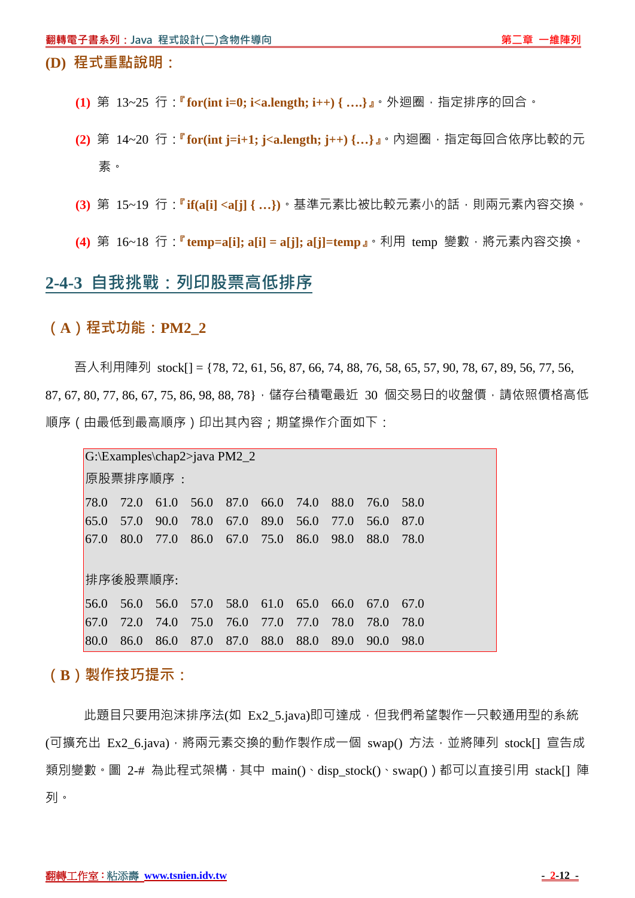### (D) 程式重點說明：

**(1)** 第 13~25 行：『**for(int i=0; i<a.length; i++) { ….}**』。外迴圈，指定排序的回合。

**(2)** 第 14~20 行：『**for(int j=i+1; j<a.length; j++) {…}**』。內迴圈，指定每回合依序比較的元素。

**(3)** 第 15~19 行：『**if(a[i] <a[j] { …})**。基準元素比被比較元素小的話，則兩元素內容交換。

**(4)** 第 16~18 行：『**temp=a[i]; a[i] = a[j]; a[j]=temp**』。利用 temp 變數，將元素內容交換。

## 2-4-3 自我挑戰：列印股票高低排序

### （A）程式功能：PM2_2

吾人利用陣列 stock[] = {78, 72, 61, 56, 87, 66, 74, 88, 76, 58, 65, 57, 90, 78, 67, 89, 56, 77, 56, 87, 67, 80, 77, 86, 67, 75, 86, 98, 88, 78}，儲存台積電最近 30 個交易日的收盤價，請依照價格高低順序（由最低到最高順序）印出其內容；期望操作介面如下：

```
G:\Examples\chap2>java PM2_2
原股票排序順序 :
78.0  72.0  61.0  56.0  87.0  66.0  74.0  88.0  76.0  58.0
65.0  57.0  90.0  78.0  67.0  89.0  56.0  77.0  56.0  87.0
67.0  80.0  77.0  86.0  67.0  75.0  86.0  98.0  88.0  78.0

排序後股票順序:
56.0  56.0  56.0  57.0  58.0  61.0  65.0  66.0  67.0  67.0
67.0  72.0  74.0  75.0  76.0  77.0  77.0  78.0  78.0  78.0
80.0  86.0  86.0  87.0  87.0  88.0  88.0  89.0  90.0  98.0
```

### （B）製作技巧提示：

此題目只要用泡沫排序法(如 Ex2_5.java)即可達成，但我們希望製作一只較通用型的系統(可擴充出 Ex2_6.java)，將兩元素交換的動作製作成一個 swap() 方法，並將陣列 stock[] 宣告成類別變數。圖 2-# 為此程式架構，其中 main()、disp_stock()、swap()）都可以直接引用 stack[] 陣列。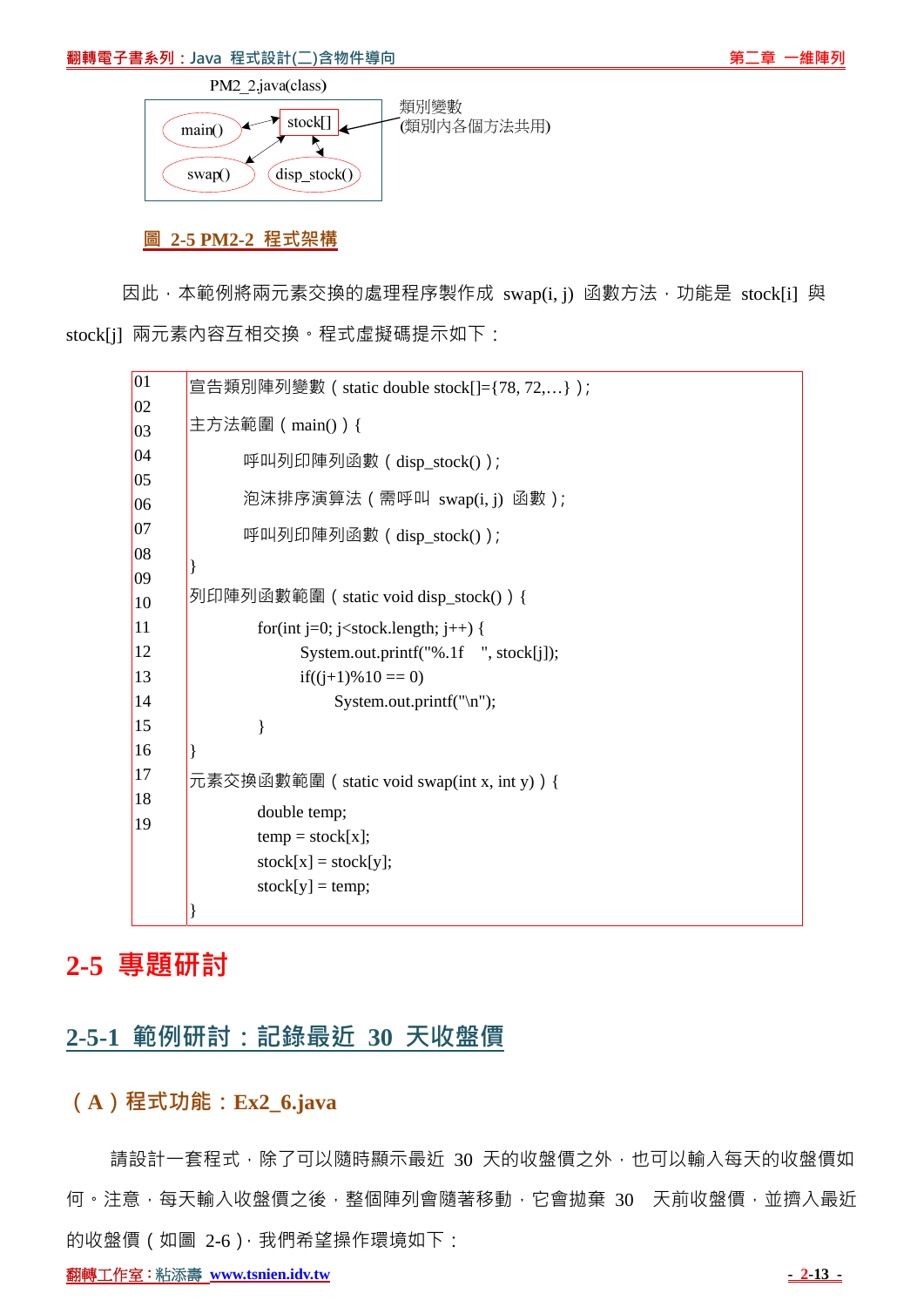PM2_2.java(class)

main()　stock[]　類別變數 (類別內各個方法共用)

swap()　disp_stock()

**圖 2-5 PM2-2 程式架構**

因此，本範例將兩元素交換的處理程序製作成 swap(i, j) 函數方法，功能是 stock[i] 與 stock[j] 兩元素內容互相交換。程式虛擬碼提示如下：

```
01  宣告類別陣列變數 ( static double stock[]={78, 72,…} );
02
03  主方法範圍 ( main() ) {
04          呼叫列印陣列函數 ( disp_stock() );
05
06          泡沫排序演算法 ( 需呼叫 swap(i, j) 函數 );
07
08          呼叫列印陣列函數 ( disp_stock() );
09  }
10  列印陣列函數範圍 ( static void disp_stock() ) {
11          for(int j=0; j<stock.length; j++) {
12                  System.out.printf("%.1f    ", stock[j]);
13                  if((j+1)%10 == 0)
14                          System.out.printf("\n");
15          }
16  }
17  元素交換函數範圍 ( static void swap(int x, int y) ) {
18          double temp;
19          temp = stock[x];
            stock[x] = stock[y];
            stock[y] = temp;
    }
```

# 2-5 專題研討

## 2-5-1 範例研討：記錄最近 30 天收盤價

### ( A ) 程式功能：Ex2_6.java

請設計一套程式，除了可以隨時顯示最近 30 天的收盤價之外，也可以輸入每天的收盤價如何。注意，每天輸入收盤價之後，整個陣列會隨著移動，它會拋棄 30 天前收盤價，並擠入最近的收盤價 ( 如圖 2-6 )，我們希望操作環境如下：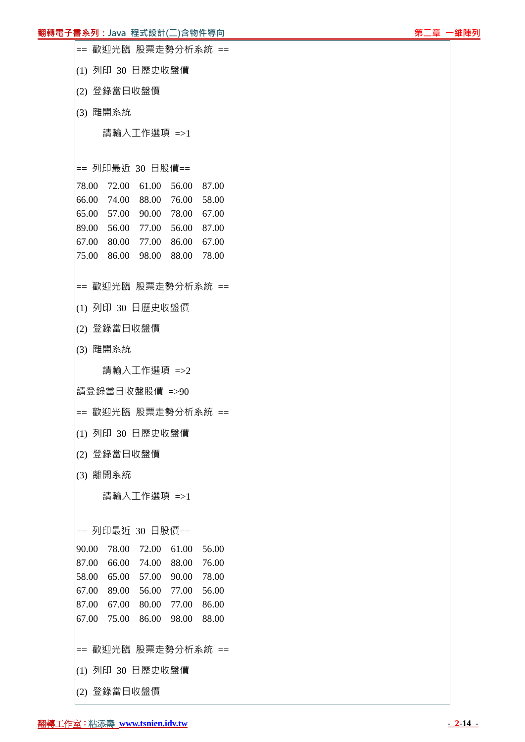```
== 歡迎光臨 股票走勢分析系統 ==
(1) 列印 30 日歷史收盤價
(2) 登錄當日收盤價
(3) 離開系統
        請輸入工作選項 =>1

== 列印最近 30 日股價==
78.00   72.00   61.00   56.00   87.00
66.00   74.00   88.00   76.00   58.00
65.00   57.00   90.00   78.00   67.00
89.00   56.00   77.00   56.00   87.00
67.00   80.00   77.00   86.00   67.00
75.00   86.00   98.00   88.00   78.00

== 歡迎光臨 股票走勢分析系統 ==
(1) 列印 30 日歷史收盤價
(2) 登錄當日收盤價
(3) 離開系統
        請輸入工作選項 =>2
請登錄當日收盤股價 =>90
== 歡迎光臨 股票走勢分析系統 ==
(1) 列印 30 日歷史收盤價
(2) 登錄當日收盤價
(3) 離開系統
        請輸入工作選項 =>1

== 列印最近 30 日股價==
90.00   78.00   72.00   61.00   56.00
87.00   66.00   74.00   88.00   76.00
58.00   65.00   57.00   90.00   78.00
67.00   89.00   56.00   77.00   56.00
87.00   67.00   80.00   77.00   86.00
67.00   75.00   86.00   98.00   88.00

== 歡迎光臨 股票走勢分析系統 ==
(1) 列印 30 日歷史收盤價
(2) 登錄當日收盤價
```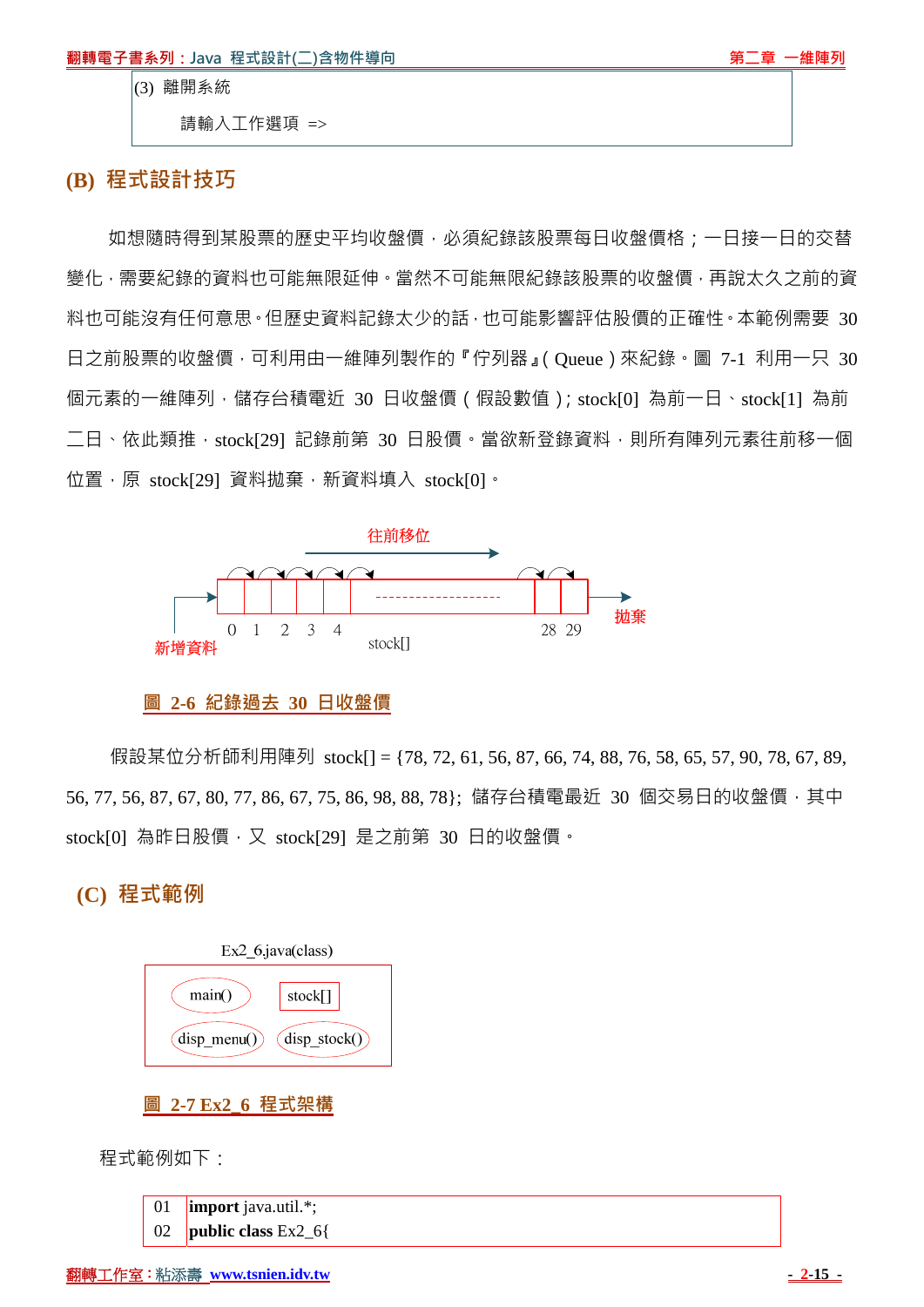```
(3) 離開系統
    請輸入工作選項 =>
```

## (B) 程式設計技巧

如想隨時得到某股票的歷史平均收盤價，必須紀錄該股票每日收盤價格；一日接一日的交替變化，需要紀錄的資料也可能無限延伸。當然不可能無限紀錄該股票的收盤價，再說太久之前的資料也可能沒有任何意思。但歷史資料記錄太少的話，也可能影響評估股價的正確性。本範例需要 30 日之前股票的收盤價，可利用由一維陣列製作的『佇列器』( Queue ) 來紀錄。圖 7-1 利用一只 30 個元素的一維陣列，儲存台積電近 30 日收盤價 ( 假設數值 )；stock[0] 為前一日、stock[1] 為前二日、依此類推，stock[29] 記錄前第 30 日股價。當欲新登錄資料，則所有陣列元素往前移一個位置，原 stock[29] 資料拋棄，新資料填入 stock[0]。

往前移位

新增資料 → [0][1][2][3][4] ------------------- [28][29] → 拋棄

stock[]

圖 2-6 紀錄過去 30 日收盤價

假設某位分析師利用陣列 stock[] = {78, 72, 61, 56, 87, 66, 74, 88, 76, 58, 65, 57, 90, 78, 67, 89, 56, 77, 56, 87, 67, 80, 77, 86, 67, 75, 86, 98, 88, 78}；儲存台積電最近 30 個交易日的收盤價，其中 stock[0] 為昨日股價，又 stock[29] 是之前第 30 日的收盤價。

## (C) 程式範例

Ex2_6.java(class)

- main()
- stock[]
- disp_menu()
- disp_stock()

圖 2-7 Ex2_6 程式架構

程式範例如下：

```
01  import java.util.*;
02  public class Ex2_6{
```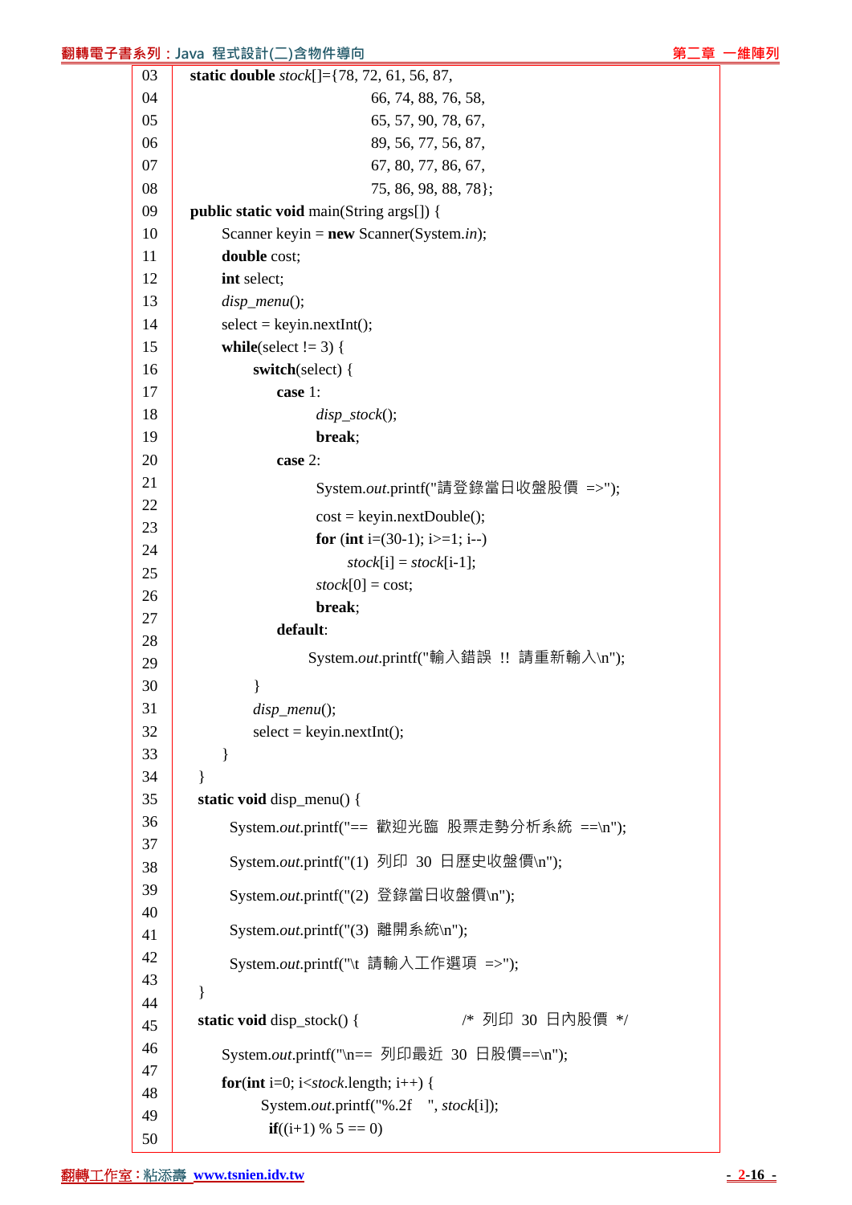```
03	static double stock[]={78, 72, 61, 56, 87,
04	                        66, 74, 88, 76, 58,
05	                        65, 57, 90, 78, 67,
06	                        89, 56, 77, 56, 87,
07	                        67, 80, 77, 86, 67,
08	                        75, 86, 98, 88, 78};
09	public static void main(String args[]) {
10	    Scanner keyin = new Scanner(System.in);
11	    double cost;
12	    int select;
13	    disp_menu();
14	    select = keyin.nextInt();
15	    while(select != 3) {
16	        switch(select) {
17	            case 1:
18	                disp_stock();
19	                break;
20	            case 2:
21	                System.out.printf("請登錄當日收盤股價 =>");
22	                cost = keyin.nextDouble();
23	                for (int i=(30-1); i>=1; i--)
24	                    stock[i] = stock[i-1];
25	                stock[0] = cost;
26	                break;
27	            default:
28	                System.out.printf("輸入錯誤 !! 請重新輸入\n");
29	        }
30	        disp_menu();
31	        select = keyin.nextInt();
32	    }
33	}
34	static void disp_menu() {
35	    System.out.printf("== 歡迎光臨 股票走勢分析系統 ==\n");
36	    System.out.printf("(1) 列印 30 日歷史收盤價\n");
37	    System.out.printf("(2) 登錄當日收盤價\n");
38	    System.out.printf("(3) 離開系統\n");
39	    System.out.printf("\t 請輸入工作選項 =>");
40	}
41	static void disp_stock() {                /* 列印 30 日內股價 */
42	    System.out.printf("\n== 列印最近 30 日股價==\n");
43	    for(int i=0; i<stock.length; i++) {
44	        System.out.printf("%.2f   ", stock[i]);
45	        if((i+1) % 5 == 0)
```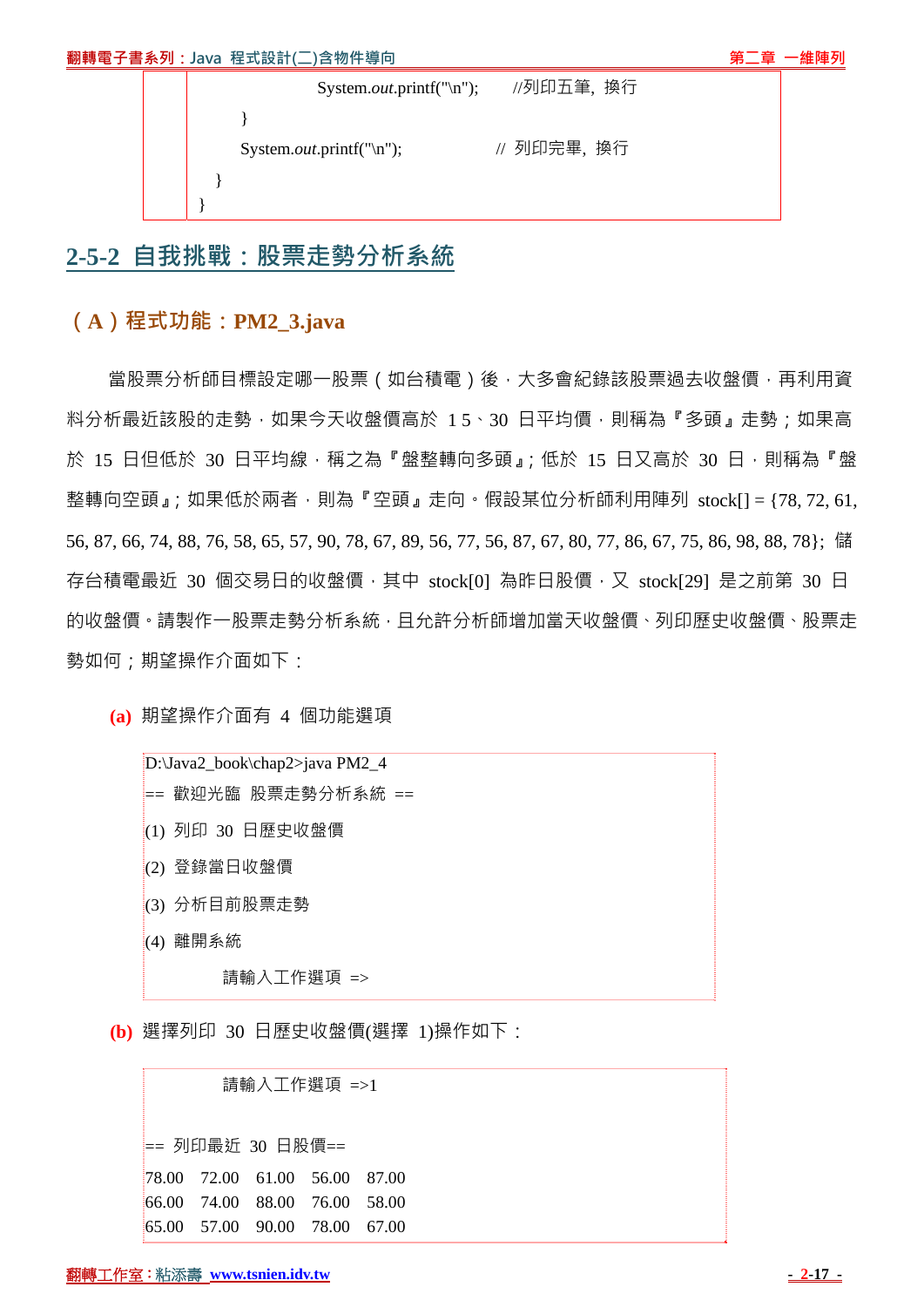```
                System.out.printf("\n");       //列印五筆, 換行
        }
        System.out.printf("\n");              // 列印完畢, 換行
    }
}
```

## 2-5-2 自我挑戰：股票走勢分析系統

### （A）程式功能：PM2_3.java

當股票分析師目標設定哪一股票（如台積電）後，大多會紀錄該股票過去收盤價，再利用資料分析最近該股的走勢，如果今天收盤價高於 15、30 日平均價，則稱為『多頭』走勢；如果高於 15 日但低於 30 日平均線，稱之為『盤整轉向多頭』；低於 15 日又高於 30 日，則稱為『盤整轉向空頭』；如果低於兩者，則為『空頭』走向。假設某位分析師利用陣列 stock[] = {78, 72, 61, 56, 87, 66, 74, 88, 76, 58, 65, 57, 90, 78, 67, 89, 56, 77, 56, 87, 67, 80, 77, 86, 67, 75, 86, 98, 88, 78}; 儲存台積電最近 30 個交易日的收盤價，其中 stock[0] 為昨日股價，又 stock[29] 是之前第 30 日的收盤價。請製作一股票走勢分析系統，且允許分析師增加當天收盤價、列印歷史收盤價、股票走勢如何；期望操作介面如下：

**(a)** 期望操作介面有 4 個功能選項

```
D:\Java2_book\chap2>java PM2_4
== 歡迎光臨  股票走勢分析系統  ==
(1) 列印 30 日歷史收盤價
(2) 登錄當日收盤價
(3) 分析目前股票走勢
(4) 離開系統
        請輸入工作選項 =>
```

**(b)** 選擇列印 30 日歷史收盤價(選擇 1)操作如下：

```
        請輸入工作選項 =>1

== 列印最近 30 日股價==
78.00   72.00   61.00   56.00   87.00
66.00   74.00   88.00   76.00   58.00
65.00   57.00   90.00   78.00   67.00
```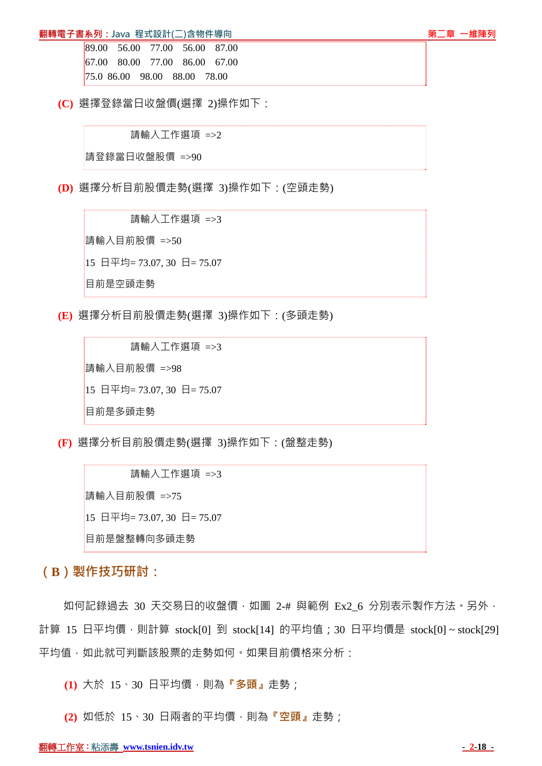```
89.00   56.00   77.00   56.00   87.00
67.00   80.00   77.00   86.00   67.00
75.0  86.00   98.00   88.00   78.00
```

**(C)** 選擇登錄當日收盤價(選擇 2)操作如下：

```
        請輸入工作選項 =>2
請登錄當日收盤股價 =>90
```

**(D)** 選擇分析目前股價走勢(選擇 3)操作如下：(空頭走勢)

```
        請輸入工作選項 =>3
請輸入目前股價 =>50
15 日平均= 73.07, 30 日= 75.07
目前是空頭走勢
```

**(E)** 選擇分析目前股價走勢(選擇 3)操作如下：(多頭走勢)

```
        請輸入工作選項 =>3
請輸入目前股價 =>98
15 日平均= 73.07, 30 日= 75.07
目前是多頭走勢
```

**(F)** 選擇分析目前股價走勢(選擇 3)操作如下：(盤整走勢)

```
        請輸入工作選項 =>3
請輸入目前股價 =>75
15 日平均= 73.07, 30 日= 75.07
目前是盤整轉向多頭走勢
```

## （B）製作技巧研討：

如何記錄過去 30 天交易日的收盤價，如圖 2-# 與範例 Ex2_6 分別表示製作方法。另外，計算 15 日平均價，則計算 stock[0] 到 stock[14] 的平均值；30 日平均價是 stock[0] ~ stock[29] 平均值，如此就可判斷該股票的走勢如何。如果目前價格來分析：

**(1)** 大於 15、30 日平均價，則為**『多頭』**走勢；

**(2)** 如低於 15、30 日兩者的平均價，則為**『空頭』**走勢；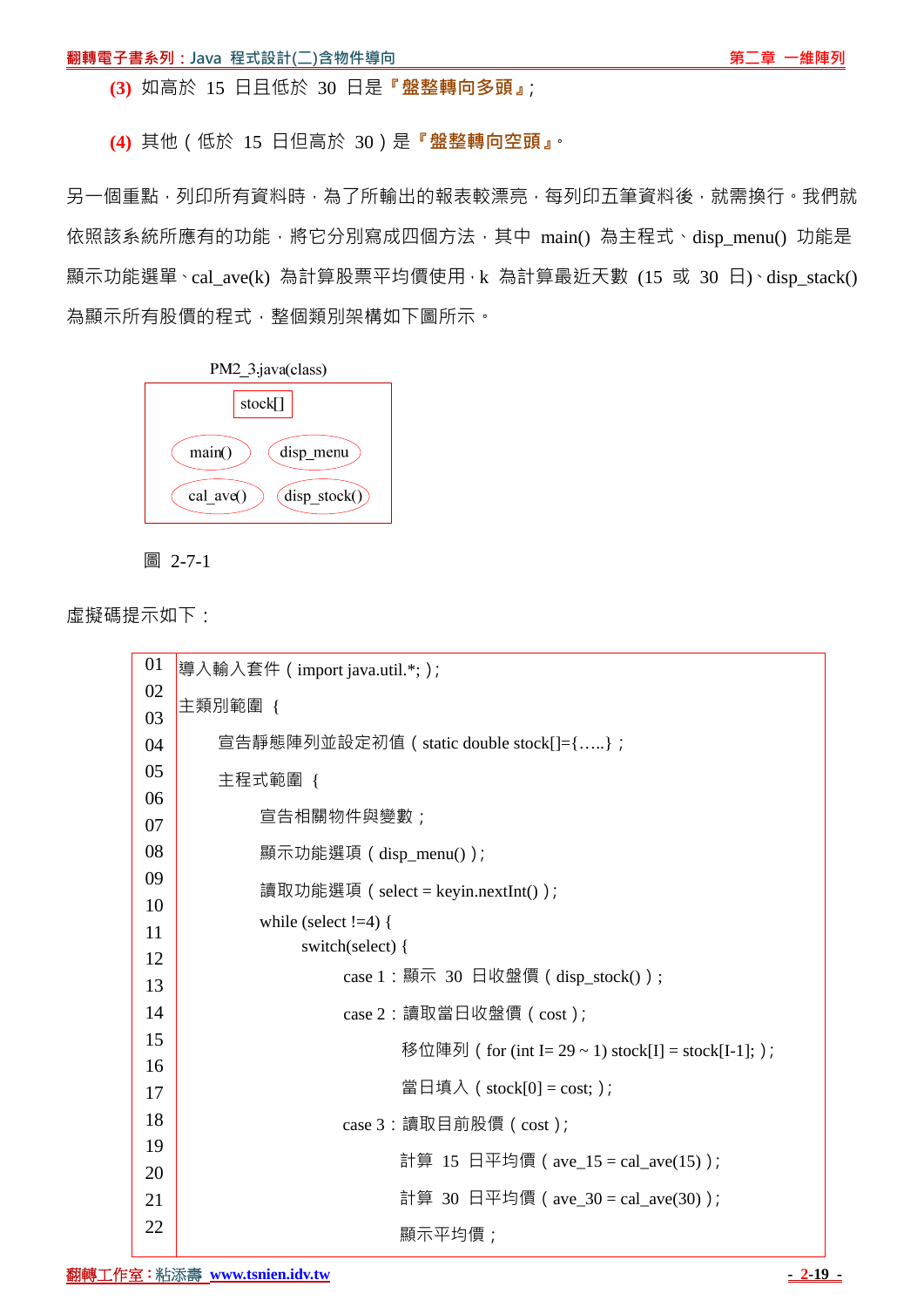**(3)** 如高於 15 日且低於 30 日是**『盤整轉向多頭』**;

**(4)** 其他(低於 15 日但高於 30)是**『盤整轉向空頭』**。

另一個重點，列印所有資料時，為了所輸出的報表較漂亮，每列印五筆資料後，就需換行。我們就依照該系統所應有的功能，將它分別寫成四個方法，其中 main() 為主程式、disp_menu() 功能是顯示功能選單、cal_ave(k) 為計算股票平均價使用，k 為計算最近天數 (15 或 30 日)、disp_stack() 為顯示所有股價的程式，整個類別架構如下圖所示。

```
PM2_3.java(class)
+-----------------------------------+
|            [stock[]]              |
|                                   |
|   (main())      (disp_menu)       |
|                                   |
|   (cal_ave())   (disp_stock())    |
+-----------------------------------+
```

圖 2-7-1

虛擬碼提示如下：

```
01  導入輸入套件(import java.util.*;);
02  主類別範圍 {
03
04      宣告靜態陣列並設定初值(static double stock[]={…..};
05      主程式範圍 {
06
07          宣告相關物件與變數;
08          顯示功能選項(disp_menu());
09
10          讀取功能選項(select = keyin.nextInt());
11          while (select !=4) {
12              switch(select) {
13                  case 1:顯示 30 日收盤價(disp_stock());
14                  case 2:讀取當日收盤價(cost);
15                      移位陣列(for (int I= 29 ~ 1) stock[I] = stock[I-1];);
16
17                      當日填入(stock[0] = cost;);
18                  case 3:讀取目前股價(cost);
19
20                      計算 15 日平均價(ave_15 = cal_ave(15));
21                      計算 30 日平均價(ave_30 = cal_ave(30));
22                      顯示平均價;
```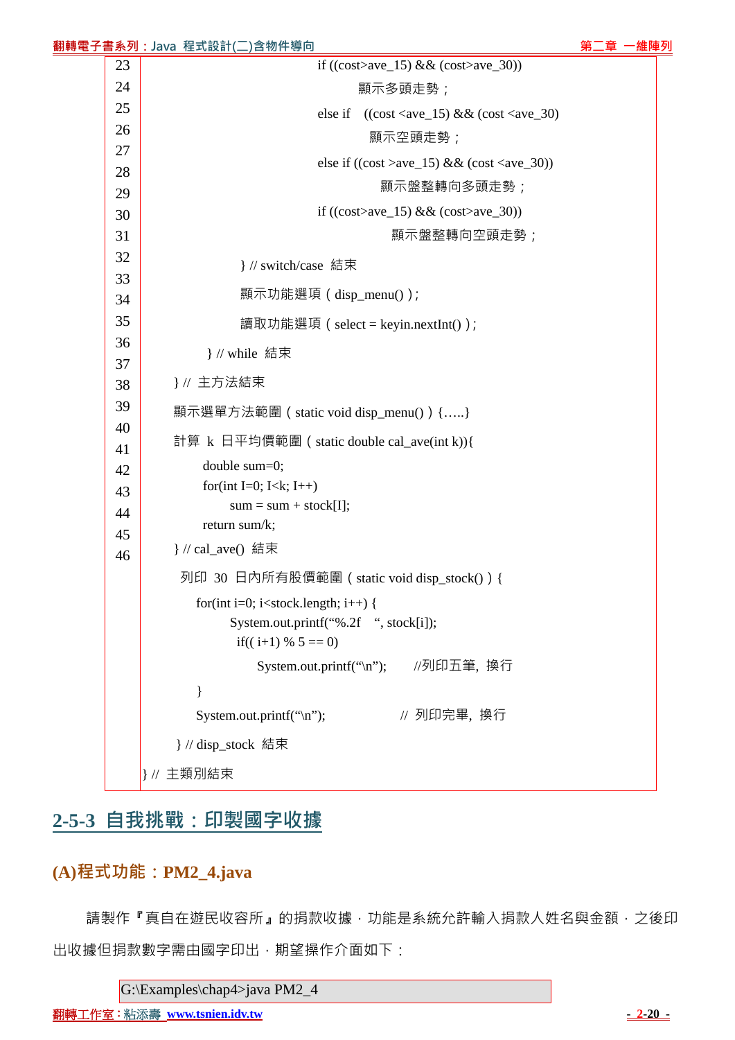```
23                          if ((cost>ave_15) && (cost>ave_30))
24                              顯示多頭走勢；
25                          else if   ((cost <ave_15) && (cost <ave_30)
26                              顯示空頭走勢；
27                          else if ((cost >ave_15) && (cost <ave_30))
28                              顯示盤整轉向多頭走勢；
29                          if ((cost>ave_15) && (cost>ave_30))
30                              顯示盤整轉向空頭走勢；
31              } // switch/case  結束
32              顯示功能選項（disp_menu()）;
33              讀取功能選項（select = keyin.nextInt()）;
34          } // while  結束
35      } //  主方法結束
36      顯示選單方法範圍（static void disp_menu()）{…..}
37      計算  k  日平均價範圍（static double cal_ave(int k)){
38          double sum=0;
39          for(int I=0; I<k; I++)
40              sum = sum + stock[I];
41          return sum/k;
42      } // cal_ave()  結束
43      列印  30  日內所有股價範圍（static void disp_stock()）{
44          for(int i=0; i<stock.length; i++) {
45              System.out.printf("%.2f   ", stock[i]);
46               if(( i+1) % 5 == 0)
                    System.out.printf("\n");      //列印五筆，換行
            }
            System.out.printf("\n");                // 列印完畢，換行
        } // disp_stock  結束
} //  主類別結束
```

## 2-5-3 自我挑戰：印製國字收據

### (A)程式功能：PM2_4.java

請製作『真自在遊民收容所』的捐款收據，功能是系統允許輸入捐款人姓名與金額，之後印出收據但捐款數字需由國字印出，期望操作介面如下：

```
G:\Examples\chap4>java PM2_4
```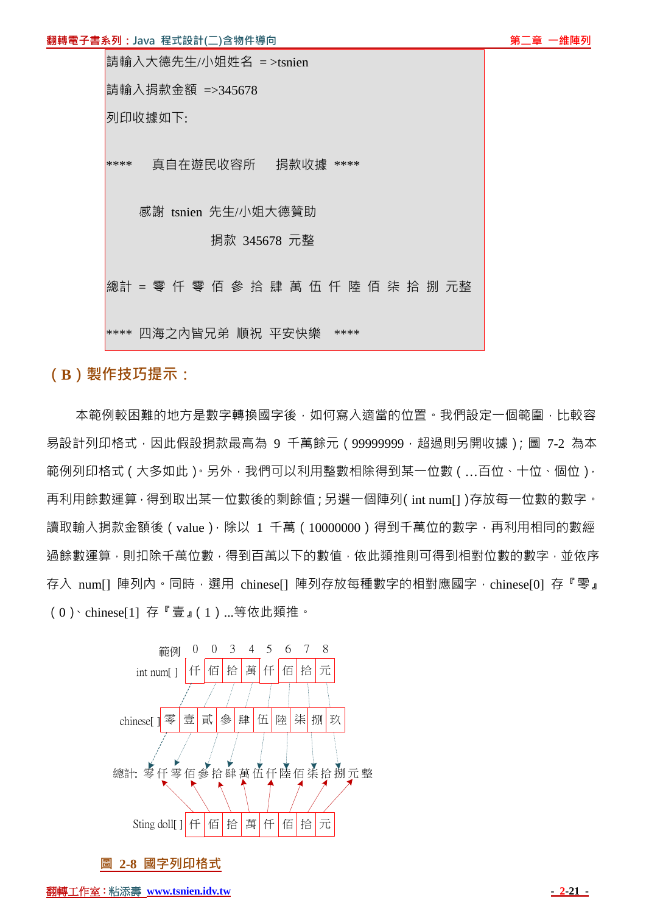```
請輸入大德先生/小姐姓名 =>tsnien
請輸入捐款金額 =>345678
列印收據如下:

****    真自在遊民收容所    捐款收據 ****

      感謝 tsnien 先生/小姐大德贊助
                  捐款 345678 元整

總計 = 零 仟 零 佰 參 拾 肆 萬 伍 仟 陸 佰 柒 拾 捌 元整

**** 四海之內皆兄弟 順祝 平安快樂  ****
```

## （B）製作技巧提示：

本範例較困難的地方是數字轉換國字後，如何寫入適當的位置。我們設定一個範圍，比較容易設計列印格式，因此假設捐款最高為 9 千萬餘元（99999999，超過則另開收據）；圖 7-2 為本範例列印格式（大多如此）。另外，我們可以利用整數相除得到某一位數（…百位、十位、個位），再利用餘數運算，得到取出某一位數後的剩餘值；另選一個陣列( int num[] )存放每一位數的數字。讀取輸入捐款金額後（value），除以 1 千萬（10000000）得到千萬位的數字，再利用相同的數經過餘數運算，則扣除千萬位數，得到百萬以下的數值，依此類推則可得到相對位數的數字，並依序存入 num[] 陣列內。同時，選用 chinese[] 陣列存放每種數字的相對應國字，chinese[0] 存『零』（0）、chinese[1] 存『壹』（1）...等依此類推。

```
範例        0    0    3    4    5    6    7    8
int num[ ] | 仟 | 佰 | 拾 | 萬 | 仟 | 佰 | 拾 | 元 |

chinese[ ] | 零 | 壹 | 貳 | 參 | 肆 | 伍 | 陸 | 柒 | 捌 | 玖 |

總計: 零 仟 零 佰 參 拾 肆 萬 伍 仟 陸 佰 柒 拾 捌 元 整

Sting doll[ ] | 仟 | 佰 | 拾 | 萬 | 仟 | 佰 | 拾 | 元 |
```

圖 2-8 國字列印格式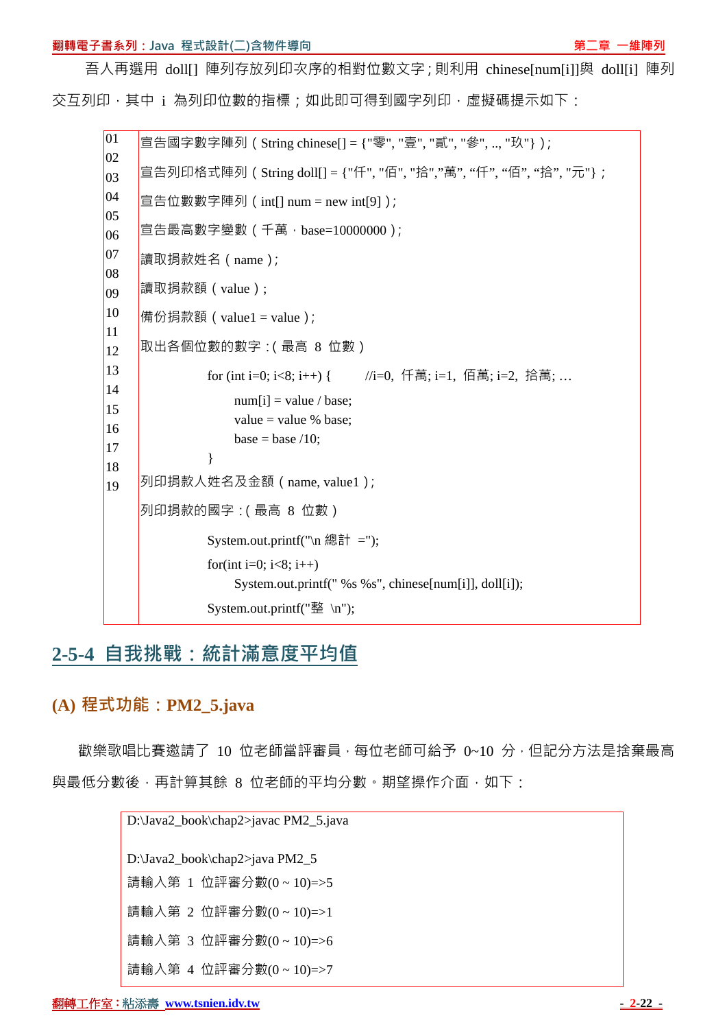吾人再選用 doll[] 陣列存放列印次序的相對位數文字；則利用 chinese[num[i]]與 doll[i] 陣列交互列印，其中 i 為列印位數的指標；如此即可得到國字列印，虛擬碼提示如下：

```
01  宣告國字數字陣列 ( String chinese[] = {"零", "壹", "貳", "參", .., "玖"} );
02  宣告列印格式陣列 ( String doll[] = {"仟", "佰", "拾",”萬”, “仟”, “佰”, “拾”, "元"} ;
03  宣告位數數字陣列 ( int[] num = new int[9] );
04  宣告最高數字變數 ( 千萬，base=10000000 );
05  讀取捐款姓名 ( name );
06  讀取捐款額 ( value );
07  備份捐款額 ( value1 = value );
08  取出各個位數的數字：( 最高 8 位數 )
09          for (int i=0; i<8; i++) {       //i=0, 仟萬; i=1, 佰萬; i=2, 拾萬; …
10              num[i] = value / base;
11              value = value % base;
12              base = base /10;
13          }
14  列印捐款人姓名及金額 ( name, value1 );
15  列印捐款的國字：( 最高 8 位數 )
16          System.out.printf("\n 總計 =");
17          for(int i=0; i<8; i++)
18              System.out.printf(" %s %s", chinese[num[i]], doll[i]);
19          System.out.printf("整 \n");
```

## 2-5-4 自我挑戰：統計滿意度平均值

### (A) 程式功能：PM2_5.java

歡樂歌唱比賽邀請了 10 位老師當評審員，每位老師可給予 0~10 分，但記分方法是捨棄最高與最低分數後，再計算其餘 8 位老師的平均分數。期望操作介面，如下：

```
D:\Java2_book\chap2>javac PM2_5.java

D:\Java2_book\chap2>java PM2_5
請輸入第 1 位評審分數(0 ~ 10)=>5
請輸入第 2 位評審分數(0 ~ 10)=>1
請輸入第 3 位評審分數(0 ~ 10)=>6
請輸入第 4 位評審分數(0 ~ 10)=>7
```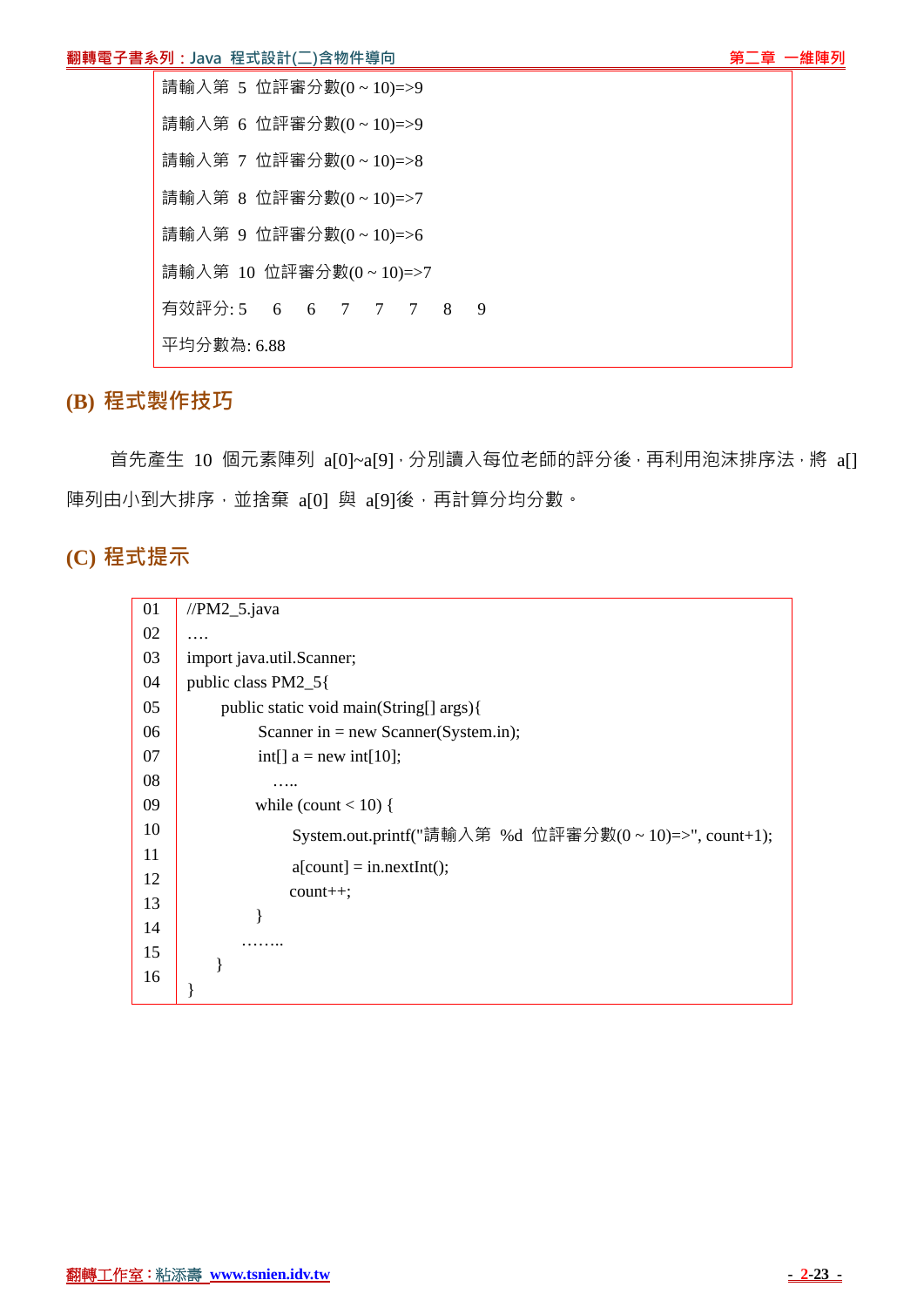```
請輸入第 5 位評審分數(0 ~ 10)=>9
請輸入第 6 位評審分數(0 ~ 10)=>9
請輸入第 7 位評審分數(0 ~ 10)=>8
請輸入第 8 位評審分數(0 ~ 10)=>7
請輸入第 9 位評審分數(0 ~ 10)=>6
請輸入第 10 位評審分數(0 ~ 10)=>7
有效評分: 5    6    6    7    7    7    8    9
平均分數為: 6.88
```

## (B) 程式製作技巧

首先產生 10 個元素陣列 a[0]~a[9]，分別讀入每位老師的評分後，再利用泡沫排序法，將 a[] 陣列由小到大排序，並捨棄 a[0] 與 a[9]後，再計算分均分數。

## (C) 程式提示

```
01  //PM2_5.java
02  ….
03  import java.util.Scanner;
04  public class PM2_5{
05      public static void main(String[] args){
06          Scanner in = new Scanner(System.in);
07          int[] a = new int[10];
08           …..
09          while (count < 10) {
10              System.out.printf("請輸入第 %d 位評審分數(0 ~ 10)=>", count+1);
11              a[count] = in.nextInt();
12              count++;
13          }
14         ……..
15      }
16  }
```